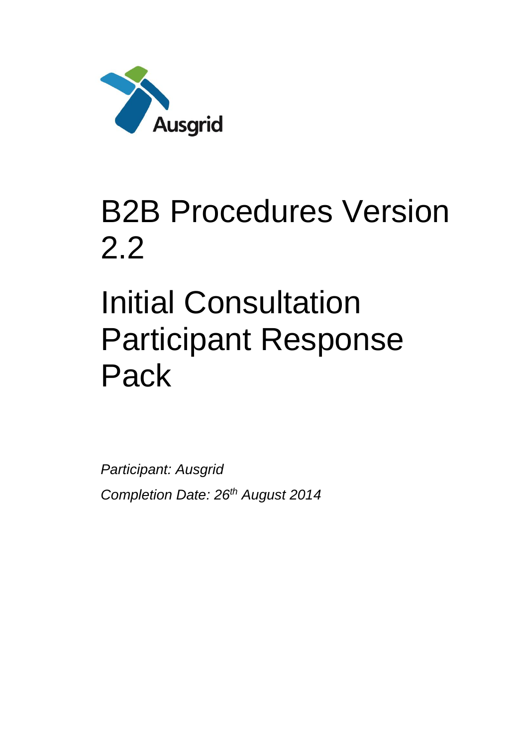Ausgrid

# B2B Procedures Version 2.2

# Initial Consultation Participant Response Pack

*Participant: Ausgrid*

*Completion Date: 26th August 2014*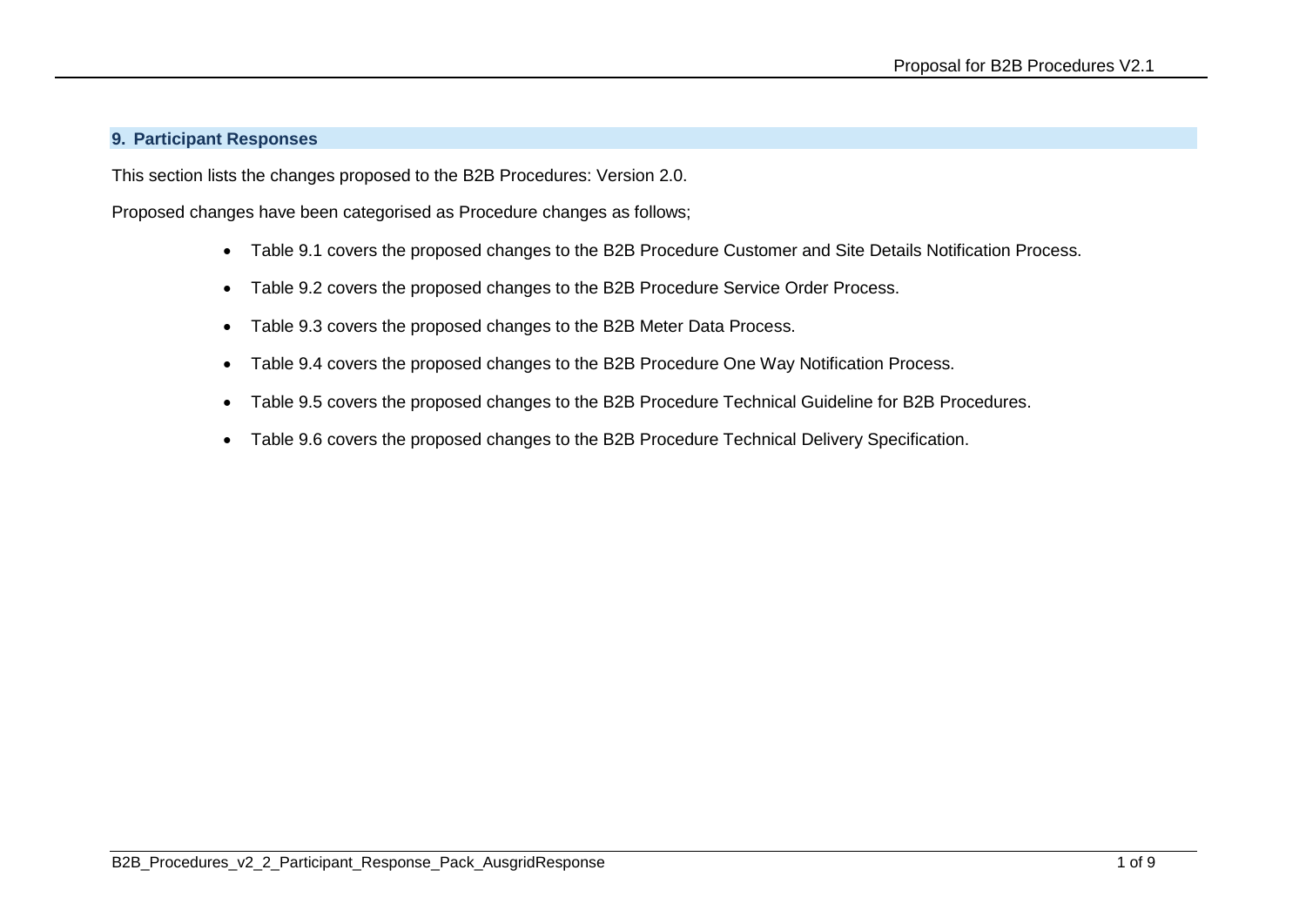## 9. Participant Responses

This section lists the changes proposed to the B2B Procedures: Version 2.0.

Proposed changes have been categorised as Procedure changes as follows;

- Table 9.1 covers the proposed changes to the B2B Procedure Customer and Site Details Notification Process.
- Table 9.2 covers the proposed changes to the B2B Procedure Service Order Process.
- Table 9.3 covers the proposed changes to the B2B Meter Data Process.
- Table 9.4 covers the proposed changes to the B2B Procedure One Way Notification Process.
- Table 9.5 covers the proposed changes to the B2B Procedure Technical Guideline for B2B Procedures.
- Table 9.6 covers the proposed changes to the B2B Procedure Technical Delivery Specification.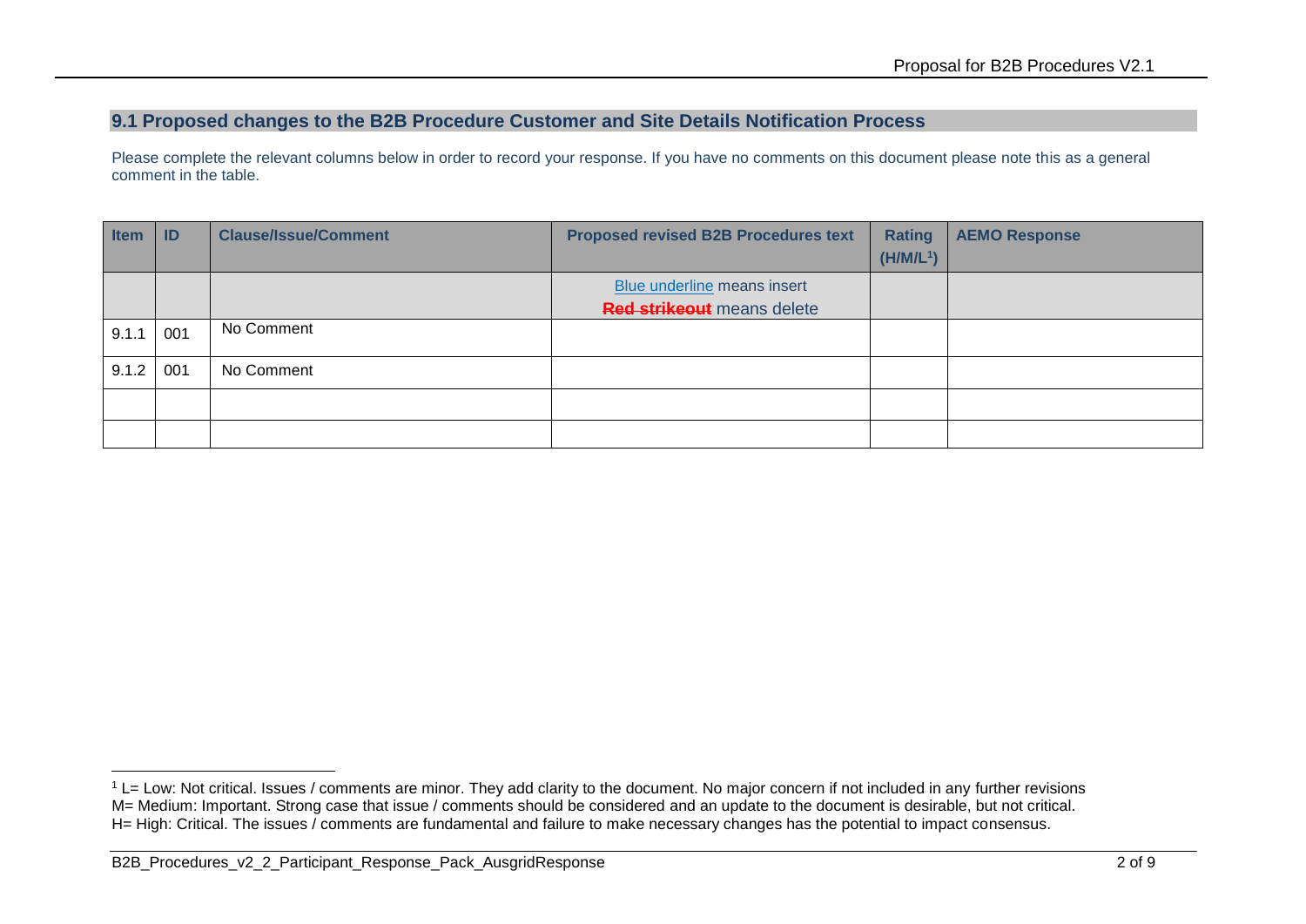## 9.1 Proposed changes to the B2B Procedure Customer and Site Details Notification Process

Please complete the relevant columns below in order to record your response. If you have no comments on this document please note this as a general comment in the table.

| Item | ID | Clause/Issue/Comment | Proposed revised B2B Procedures text | Rating (H/M/L[1]) | AEMO Response |
|---|---|---|---|---|---|
| | | | Blue underline means insert<br>~~Red strikeout~~ means delete | | |
| 9.1.1 | 001 | No Comment | | | |
| 9.1.2 | 001 | No Comment | | | |
| | | | | | |
| | | | | | |

[1] L= Low: Not critical. Issues / comments are minor. They add clarity to the document. No major concern if not included in any further revisions
M= Medium: Important. Strong case that issue / comments should be considered and an update to the document is desirable, but not critical.
H= High: Critical. The issues / comments are fundamental and failure to make necessary changes has the potential to impact consensus.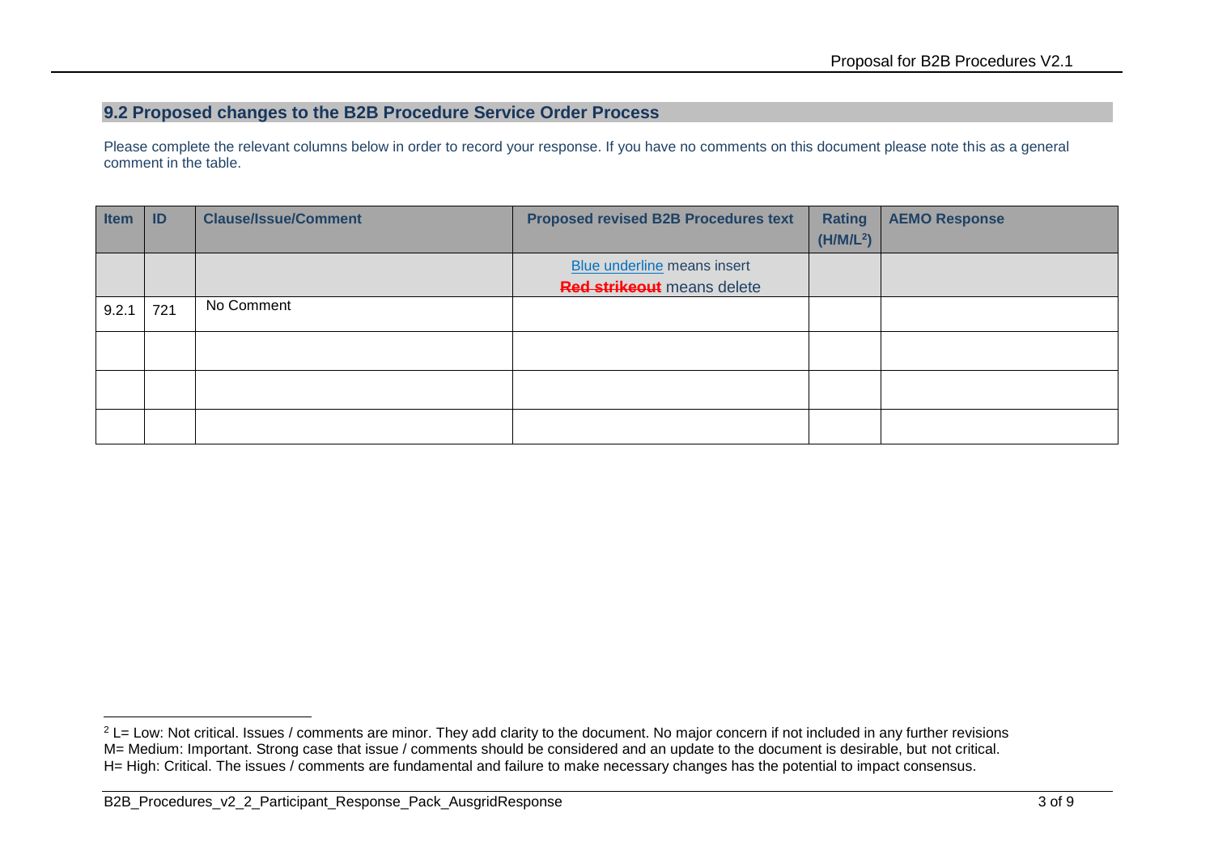## 9.2 Proposed changes to the B2B Procedure Service Order Process

Please complete the relevant columns below in order to record your response. If you have no comments on this document please note this as a general comment in the table.

| Item | ID | Clause/Issue/Comment | Proposed revised B2B Procedures text | Rating (H/M/L[2]) | AEMO Response |
|---|---|---|---|---|---|
| | | | Blue underline means insert<br>~~Red strikeout~~ means delete | | |
| 9.2.1 | 721 | No Comment | | | |
| | | | | | |
| | | | | | |
| | | | | | |

[2] L= Low: Not critical. Issues / comments are minor. They add clarity to the document. No major concern if not included in any further revisions
M= Medium: Important. Strong case that issue / comments should be considered and an update to the document is desirable, but not critical.
H= High: Critical. The issues / comments are fundamental and failure to make necessary changes has the potential to impact consensus.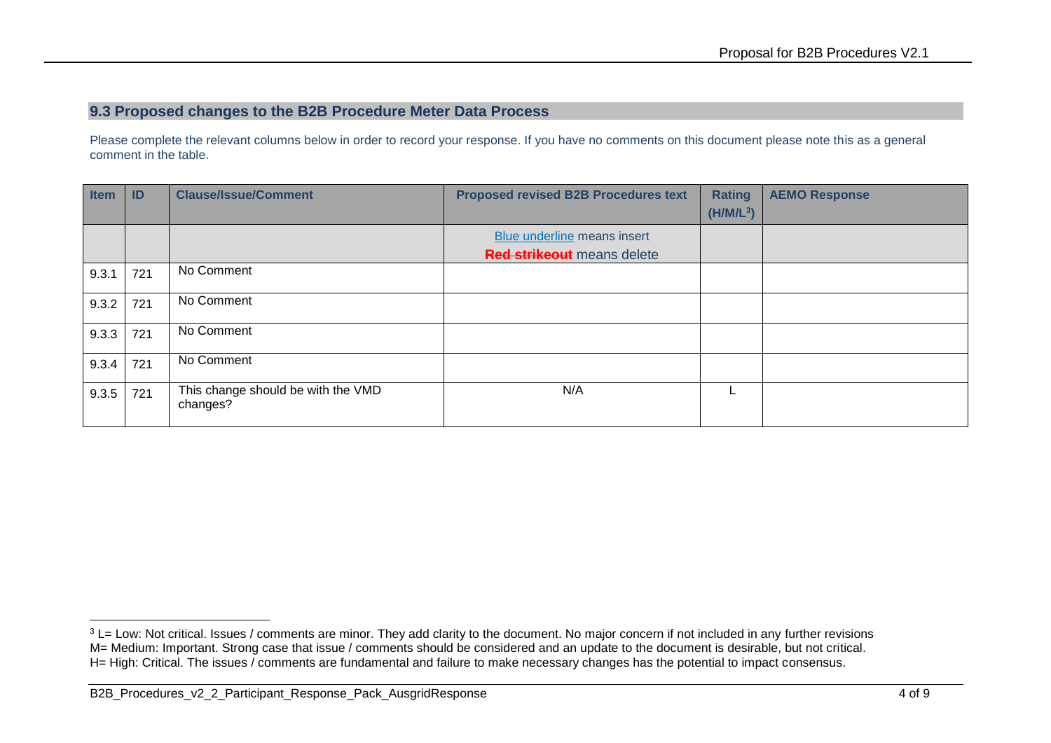## 9.3 Proposed changes to the B2B Procedure Meter Data Process

Please complete the relevant columns below in order to record your response. If you have no comments on this document please note this as a general comment in the table.

| Item | ID | Clause/Issue/Comment | Proposed revised B2B Procedures text | Rating (H/M/L[3]) | AEMO Response |
|---|---|---|---|---|---|
| | | | Blue underline means insert<br>~~Red strikeout~~ means delete | | |
| 9.3.1 | 721 | No Comment | | | |
| 9.3.2 | 721 | No Comment | | | |
| 9.3.3 | 721 | No Comment | | | |
| 9.3.4 | 721 | No Comment | | | |
| 9.3.5 | 721 | This change should be with the VMD changes? | N/A | L | |

[3] L= Low: Not critical. Issues / comments are minor. They add clarity to the document. No major concern if not included in any further revisions
M= Medium: Important. Strong case that issue / comments should be considered and an update to the document is desirable, but not critical.
H= High: Critical. The issues / comments are fundamental and failure to make necessary changes has the potential to impact consensus.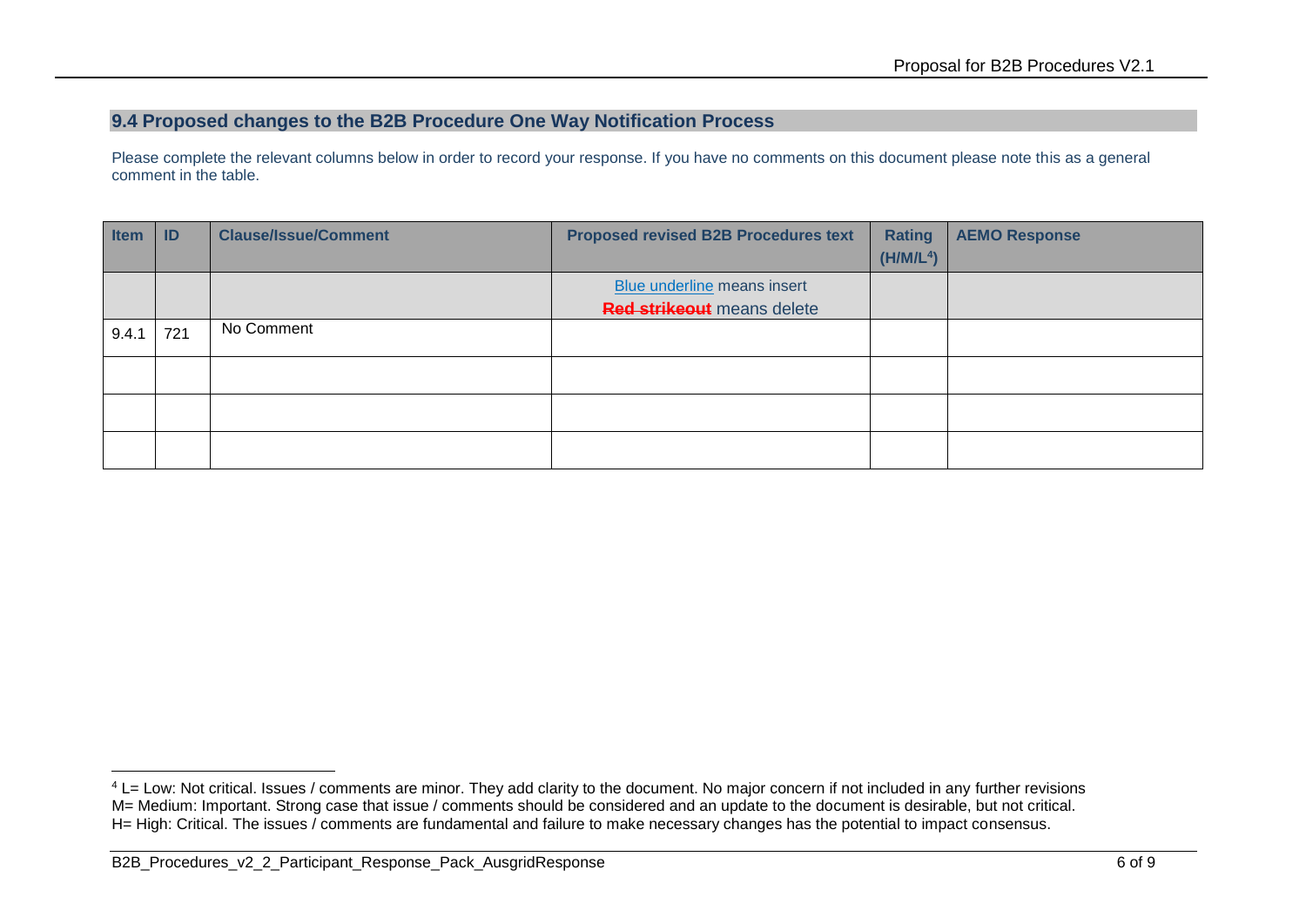## 9.4 Proposed changes to the B2B Procedure One Way Notification Process

Please complete the relevant columns below in order to record your response. If you have no comments on this document please note this as a general comment in the table.

| Item | ID | Clause/Issue/Comment | Proposed revised B2B Procedures text | Rating (H/M/L[4]) | AEMO Response |
|---|---|---|---|---|---|
| | | | Blue underline means insert<br>~~Red strikeout~~ means delete | | |
| 9.4.1 | 721 | No Comment | | | |
| | | | | | |
| | | | | | |
| | | | | | |

[4] L= Low: Not critical. Issues / comments are minor. They add clarity to the document. No major concern if not included in any further revisions
M= Medium: Important. Strong case that issue / comments should be considered and an update to the document is desirable, but not critical.
H= High: Critical. The issues / comments are fundamental and failure to make necessary changes has the potential to impact consensus.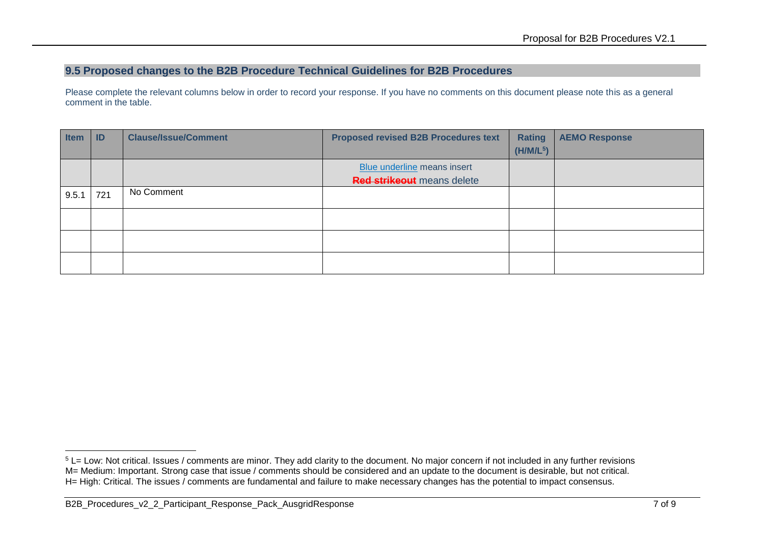## 9.5 Proposed changes to the B2B Procedure Technical Guidelines for B2B Procedures

Please complete the relevant columns below in order to record your response. If you have no comments on this document please note this as a general comment in the table.

| Item | ID | Clause/Issue/Comment | Proposed revised B2B Procedures text | Rating (H/M/L[5]) | AEMO Response |
|---|---|---|---|---|---|
| | | | Blue underline means insert<br>~~Red strikeout~~ means delete | | |
| 9.5.1 | 721 | No Comment | | | |
| | | | | | |
| | | | | | |
| | | | | | |

[5] L= Low: Not critical. Issues / comments are minor. They add clarity to the document. No major concern if not included in any further revisions
M= Medium: Important. Strong case that issue / comments should be considered and an update to the document is desirable, but not critical.
H= High: Critical. The issues / comments are fundamental and failure to make necessary changes has the potential to impact consensus.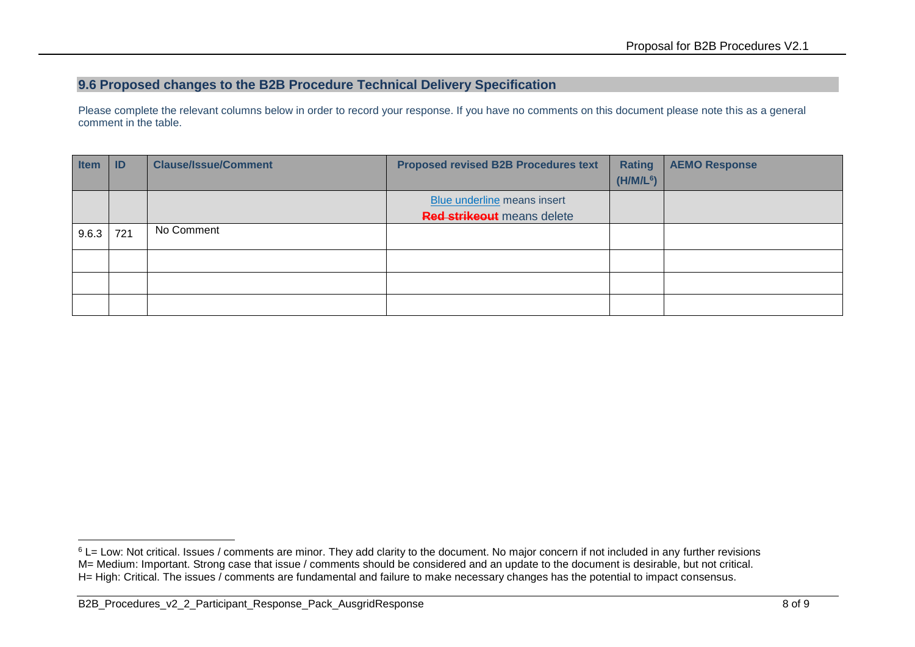## 9.6 Proposed changes to the B2B Procedure Technical Delivery Specification

Please complete the relevant columns below in order to record your response. If you have no comments on this document please note this as a general comment in the table.

| Item | ID | Clause/Issue/Comment | Proposed revised B2B Procedures text | Rating (H/M/L[6]) | AEMO Response |
|---|---|---|---|---|---|
| | | | Blue underline means insert<br>~~Red strikeout~~ means delete | | |
| 9.6.3 | 721 | No Comment | | | |
| | | | | | |
| | | | | | |
| | | | | | |

[6] L= Low: Not critical. Issues / comments are minor. They add clarity to the document. No major concern if not included in any further revisions
M= Medium: Important. Strong case that issue / comments should be considered and an update to the document is desirable, but not critical.
H= High: Critical. The issues / comments are fundamental and failure to make necessary changes has the potential to impact consensus.